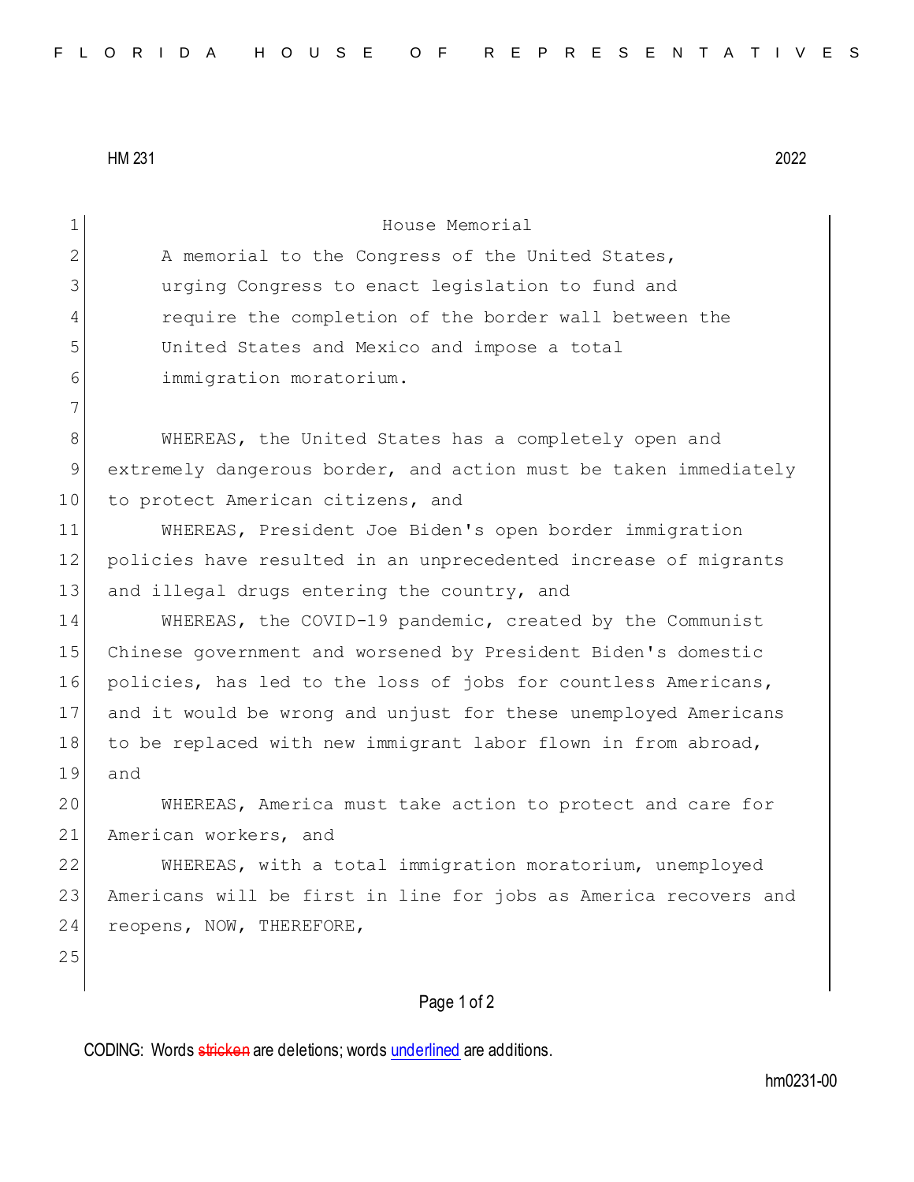HM 231 2022

# House Memorial

A memorial to the Congress of the United States, urging Congress to enact legislation to fund and require the completion of the border wall between the United States and Mexico and impose a total immigration moratorium.

WHEREAS, the United States has a completely open and extremely dangerous border, and action must be taken immediately to protect American citizens, and

WHEREAS, President Joe Biden's open border immigration policies have resulted in an unprecedented increase of migrants and illegal drugs entering the country, and

WHEREAS, the COVID-19 pandemic, created by the Communist Chinese government and worsened by President Biden's domestic policies, has led to the loss of jobs for countless Americans, and it would be wrong and unjust for these unemployed Americans to be replaced with new immigrant labor flown in from abroad, and

WHEREAS, America must take action to protect and care for American workers, and

WHEREAS, with a total immigration moratorium, unemployed Americans will be first in line for jobs as America recovers and reopens, NOW, THEREFORE,

CODING: Words stricken are deletions; words underlined are additions.

hm0231-00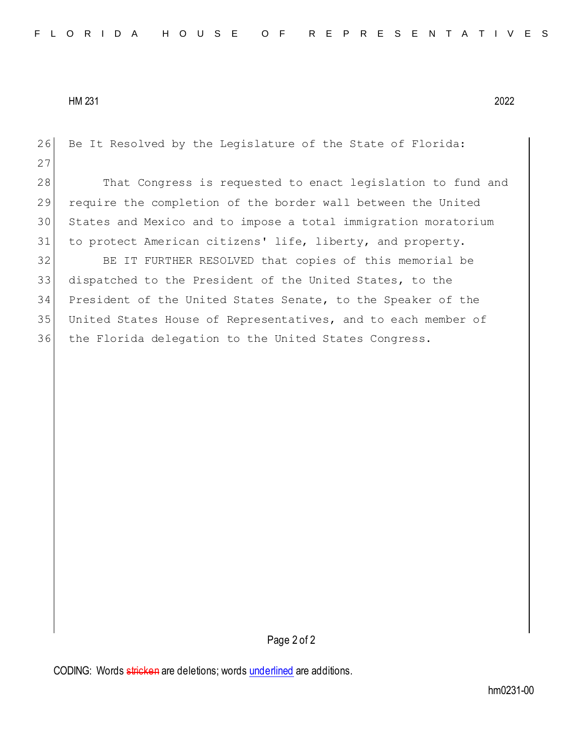Be It Resolved by the Legislature of the State of Florida:

That Congress is requested to enact legislation to fund and require the completion of the border wall between the United States and Mexico and to impose a total immigration moratorium to protect American citizens' life, liberty, and property.

BE IT FURTHER RESOLVED that copies of this memorial be dispatched to the President of the United States, to the President of the United States Senate, to the Speaker of the United States House of Representatives, and to each member of the Florida delegation to the United States Congress.